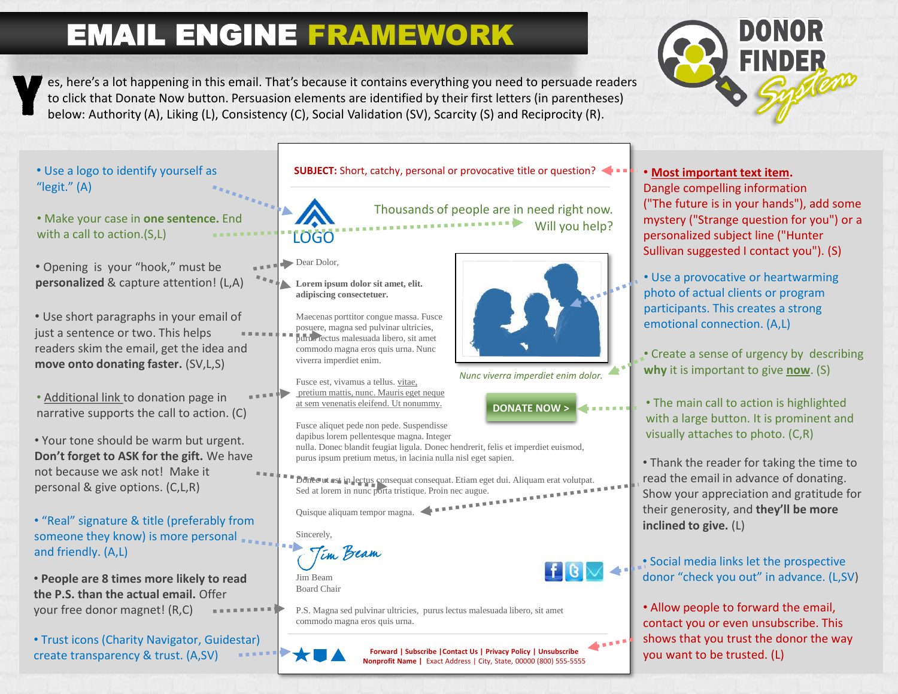# EMAIL ENGINE FRAMEWORK

**DONOR FINDER** *System*

Yes, here's a lot happening in this email. That's because it contains everything you need to persuade readers to click that Donate Now button. Persuasion elements are identified by their first letters (in parentheses) below: Authority (A), Liking (L), Consistency (C), Social Validation (SV), Scarcity (S) and Reciprocity (R).

- Use a logo to identify yourself as "legit." (A)
- Make your case in **one sentence.** End with a call to action.(S,L)
- Opening is your "hook," must be **personalized** & capture attention! (L,A)
- Use short paragraphs in your email of just a sentence or two. This helps readers skim the email, get the idea and **move onto donating faster.** (SV,L,S)
- Additional link to donation page in narrative supports the call to action. (C)
- Your tone should be warm but urgent. **Don't forget to ASK for the gift.** We have not because we ask not! Make it personal & give options. (C,L,R)
- "Real" signature & title (preferably from someone they know) is more personal and friendly. (A,L)
- **People are 8 times more likely to read the P.S. than the actual email.** Offer your free donor magnet! (R,C)
- Trust icons (Charity Navigator, Guidestar) create transparency & trust. (A,SV)

---

**SUBJECT:** Short, catchy, personal or provocative title or question?

LOGO

Thousands of people are in need right now. Will you help?

Dear Dolor,

**Lorem ipsum dolor sit amet, elit. adipiscing consectetuer.**

Maecenas porttitor congue massa. Fusce posuere, magna sed pulvinar ultricies, purus lectus malesuada libero, sit amet commodo magna eros quis urna. Nunc viverra imperdiet enim.

*Nunc viverra imperdiet enim dolor.*

Fusce est, vivamus a tellus. vitae, pretium mattis, nunc. Mauris eget neque at sem venenatis eleifend. Ut nonummy.

**DONATE NOW >**

Fusce aliquet pede non pede. Suspendisse dapibus lorem pellentesque magna. Integer nulla. Donec blandit feugiat ligula. Donec hendrerit, felis et imperdiet euismod, purus ipsum pretium metus, in lacinia nulla nisl eget sapien.

Donec ut est in lectus consequat consequat. Etiam eget dui. Aliquam erat volutpat. Sed at lorem in nunc porta tristique. Proin nec augue.

Quisque aliquam tempor magna.

Sincerely,

*Jim Beam*

Jim Beam
Board Chair

P.S. Magna sed pulvinar ultricies, purus lectus malesuada libero, sit amet commodo magna eros quis urna.

Forward | Subscribe | Contact Us | Privacy Policy | Unsubscribe
Nonprofit Name | Exact Address | City, State, 00000 (800) 555-5555

---

- **Most important text item.** Dangle compelling information ("The future is in your hands"), add some mystery ("Strange question for you") or a personalized subject line ("Hunter Sullivan suggested I contact you"). (S)
- Use a provocative or heartwarming photo of actual clients or program participants. This creates a strong emotional connection. (A,L)
- Create a sense of urgency by describing **why** it is important to give **now**. (S)
- The main call to action is highlighted with a large button. It is prominent and visually attaches to photo. (C,R)
- Thank the reader for taking the time to read the email in advance of donating. Show your appreciation and gratitude for their generosity, and **they'll be more inclined to give.** (L)
- Social media links let the prospective donor "check you out" in advance. (L,SV)
- Allow people to forward the email, contact you or even unsubscribe. This shows that you trust the donor the way you want to be trusted. (L)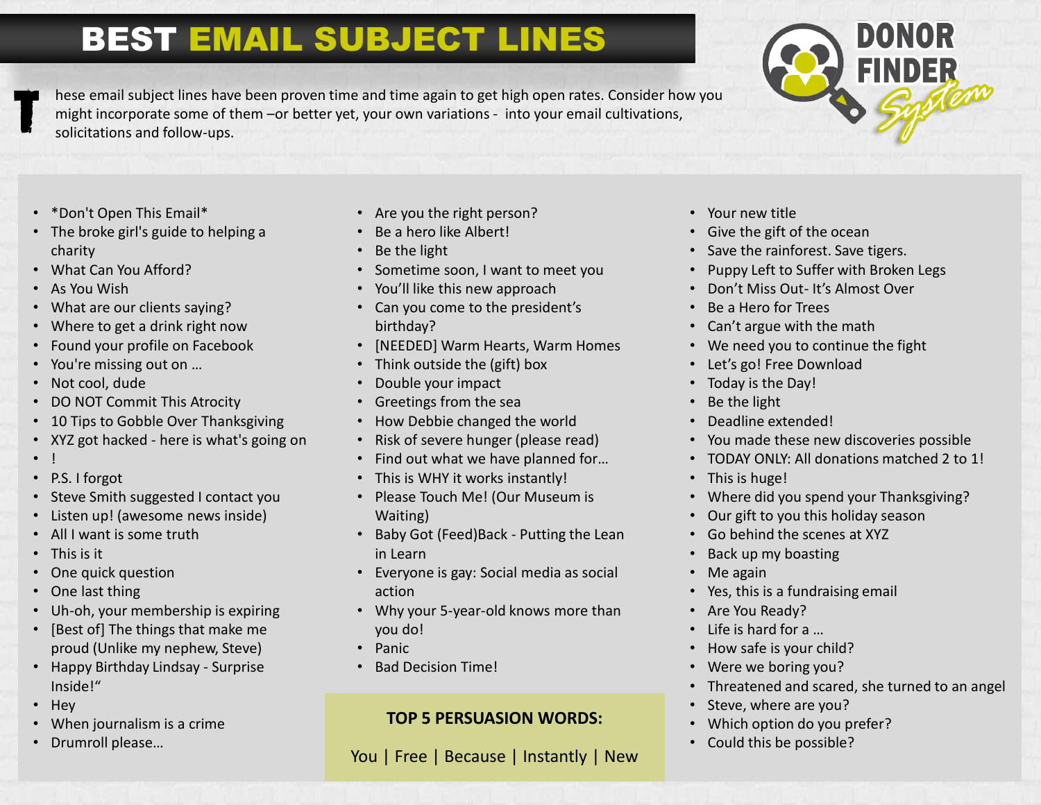# BEST EMAIL SUBJECT LINES

These email subject lines have been proven time and time again to get high open rates. Consider how you might incorporate some of them –or better yet, your own variations - into your email cultivations, solicitations and follow-ups.

DONOR FINDER System

- *Don't Open This Email*
- The broke girl's guide to helping a charity
- What Can You Afford?
- As You Wish
- What are our clients saying?
- Where to get a drink right now
- Found your profile on Facebook
- You're missing out on …
- Not cool, dude
- DO NOT Commit This Atrocity
- 10 Tips to Gobble Over Thanksgiving
- XYZ got hacked - here is what's going on
- !
- P.S. I forgot
- Steve Smith suggested I contact you
- Listen up! (awesome news inside)
- All I want is some truth
- This is it
- One quick question
- One last thing
- Uh-oh, your membership is expiring
- [Best of] The things that make me proud (Unlike my nephew, Steve)
- Happy Birthday Lindsay - Surprise Inside!"
- Hey
- When journalism is a crime
- Drumroll please…
- Are you the right person?
- Be a hero like Albert!
- Be the light
- Sometime soon, I want to meet you
- You'll like this new approach
- Can you come to the president's birthday?
- [NEEDED] Warm Hearts, Warm Homes
- Think outside the (gift) box
- Double your impact
- Greetings from the sea
- How Debbie changed the world
- Risk of severe hunger (please read)
- Find out what we have planned for…
- This is WHY it works instantly!
- Please Touch Me! (Our Museum is Waiting)
- Baby Got (Feed)Back - Putting the Lean in Learn
- Everyone is gay: Social media as social action
- Why your 5-year-old knows more than you do!
- Panic
- Bad Decision Time!

**TOP 5 PERSUASION WORDS:**

You | Free | Because | Instantly | New

- Your new title
- Give the gift of the ocean
- Save the rainforest. Save tigers.
- Puppy Left to Suffer with Broken Legs
- Don't Miss Out- It's Almost Over
- Be a Hero for Trees
- Can't argue with the math
- We need you to continue the fight
- Let's go! Free Download
- Today is the Day!
- Be the light
- Deadline extended!
- You made these new discoveries possible
- TODAY ONLY: All donations matched 2 to 1!
- This is huge!
- Where did you spend your Thanksgiving?
- Our gift to you this holiday season
- Go behind the scenes at XYZ
- Back up my boasting
- Me again
- Yes, this is a fundraising email
- Are You Ready?
- Life is hard for a …
- How safe is your child?
- Were we boring you?
- Threatened and scared, she turned to an angel
- Steve, where are you?
- Which option do you prefer?
- Could this be possible?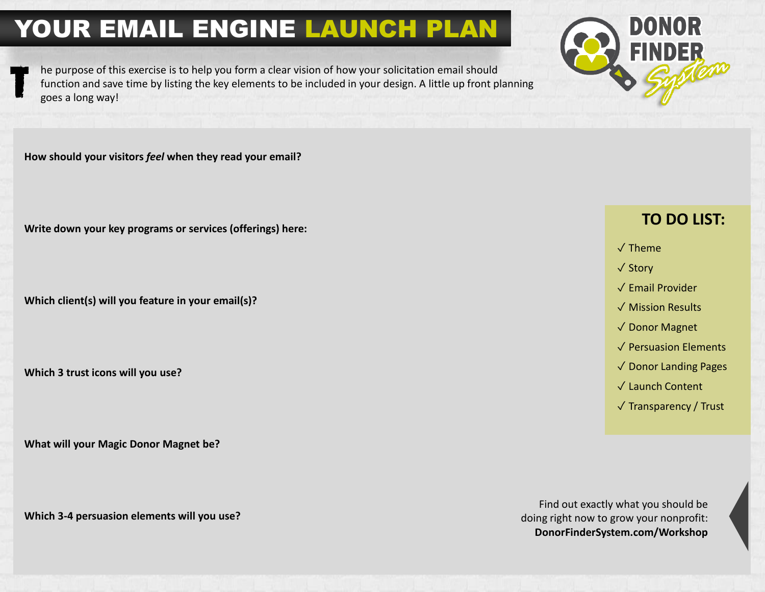# YOUR EMAIL ENGINE LAUNCH PLAN

DONOR FINDER System

The purpose of this exercise is to help you form a clear vision of how your solicitation email should function and save time by listing the key elements to be included in your design. A little up front planning goes a long way!

**How should your visitors *feel* when they read your email?**

**Write down your key programs or services (offerings) here:**

**Which client(s) will you feature in your email(s)?**

**Which 3 trust icons will you use?**

**What will your Magic Donor Magnet be?**

**Which 3-4 persuasion elements will you use?**

## TO DO LIST:

- ✓ Theme
- ✓ Story
- ✓ Email Provider
- ✓ Mission Results
- ✓ Donor Magnet
- ✓ Persuasion Elements
- ✓ Donor Landing Pages
- ✓ Launch Content
- ✓ Transparency / Trust

Find out exactly what you should be doing right now to grow your nonprofit:
**DonorFinderSystem.com/Workshop**